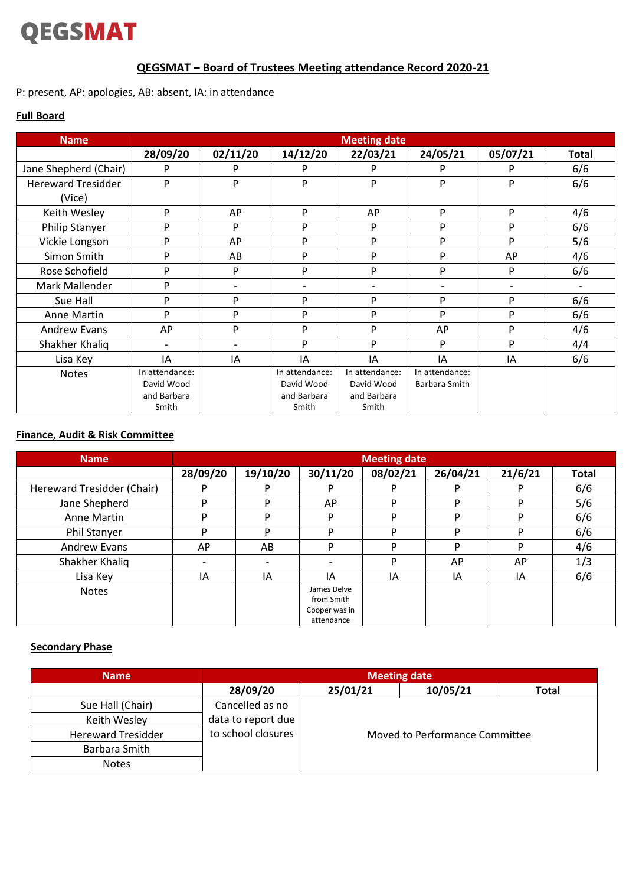QEGSMAT

## QEGSMAT – Board of Trustees Meeting attendance Record 2020-21

P: present, AP: apologies, AB: absent, IA: in attendance

### Full Board

| Name | Meeting date | | | | | | |
|---|---|---|---|---|---|---|---|
| | 28/09/20 | 02/11/20 | 14/12/20 | 22/03/21 | 24/05/21 | 05/07/21 | Total |
| Jane Shepherd (Chair) | P | P | P | P | P | P | 6/6 |
| Hereward Tresidder (Vice) | P | P | P | P | P | P | 6/6 |
| Keith Wesley | P | AP | P | AP | P | P | 4/6 |
| Philip Stanyer | P | P | P | P | P | P | 6/6 |
| Vickie Longson | P | AP | P | P | P | P | 5/6 |
| Simon Smith | P | AB | P | P | P | AP | 4/6 |
| Rose Schofield | P | P | P | P | P | P | 6/6 |
| Mark Mallender | P | - | - | - | - | - | - |
| Sue Hall | P | P | P | P | P | P | 6/6 |
| Anne Martin | P | P | P | P | P | P | 6/6 |
| Andrew Evans | AP | P | P | P | AP | P | 4/6 |
| Shakher Khaliq | - | - | P | P | P | P | 4/4 |
| Lisa Key | IA | IA | IA | IA | IA | IA | 6/6 |
| Notes | In attendance: David Wood and Barbara Smith | | In attendance: David Wood and Barbara Smith | In attendance: David Wood and Barbara Smith | In attendance: Barbara Smith | | |

### Finance, Audit & Risk Committee

| Name | Meeting date | | | | | | |
|---|---|---|---|---|---|---|---|
| | 28/09/20 | 19/10/20 | 30/11/20 | 08/02/21 | 26/04/21 | 21/6/21 | Total |
| Hereward Tresidder (Chair) | P | P | P | P | P | P | 6/6 |
| Jane Shepherd | P | P | AP | P | P | P | 5/6 |
| Anne Martin | P | P | P | P | P | P | 6/6 |
| Phil Stanyer | P | P | P | P | P | P | 6/6 |
| Andrew Evans | AP | AB | P | P | P | P | 4/6 |
| Shakher Khaliq | - | - | - | P | AP | AP | 1/3 |
| Lisa Key | IA | IA | IA | IA | IA | IA | 6/6 |
| Notes | | | James Delve from Smith Cooper was in attendance | | | | |

### Secondary Phase

| Name | Meeting date | | | |
|---|---|---|---|---|
| | 28/09/20 | 25/01/21 | 10/05/21 | Total |
| Sue Hall (Chair) | Cancelled as no data to report due to school closures | Moved to Performance Committee | | |
| Keith Wesley | | | | |
| Hereward Tresidder | | | | |
| Barbara Smith | | | | |
| Notes | | | | |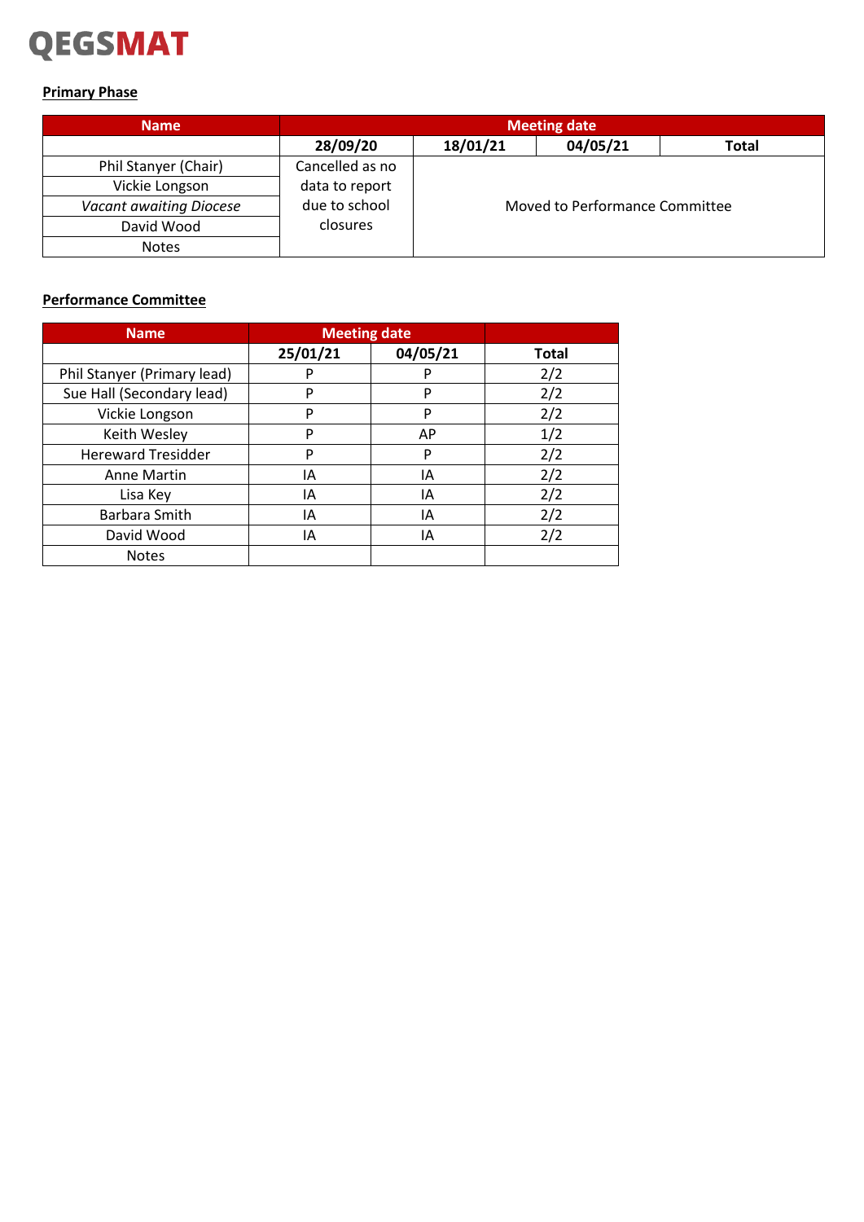**Primary Phase**

| Name | Meeting date | | | |
|---|---|---|---|---|
| | 28/09/20 | 18/01/21 | 04/05/21 | Total |
| Phil Stanyer (Chair) | Cancelled as no data to report due to school closures | Moved to Performance Committee | | |
| Vickie Longson | | | | |
| *Vacant awaiting Diocese* | | | | |
| David Wood | | | | |
| Notes | | | | |

**Performance Committee**

| Name | Meeting date | | |
|---|---|---|---|
| | 25/01/21 | 04/05/21 | Total |
| Phil Stanyer (Primary lead) | P | P | 2/2 |
| Sue Hall (Secondary lead) | P | P | 2/2 |
| Vickie Longson | P | P | 2/2 |
| Keith Wesley | P | AP | 1/2 |
| Hereward Tresidder | P | P | 2/2 |
| Anne Martin | IA | IA | 2/2 |
| Lisa Key | IA | IA | 2/2 |
| Barbara Smith | IA | IA | 2/2 |
| David Wood | IA | IA | 2/2 |
| Notes | | | |